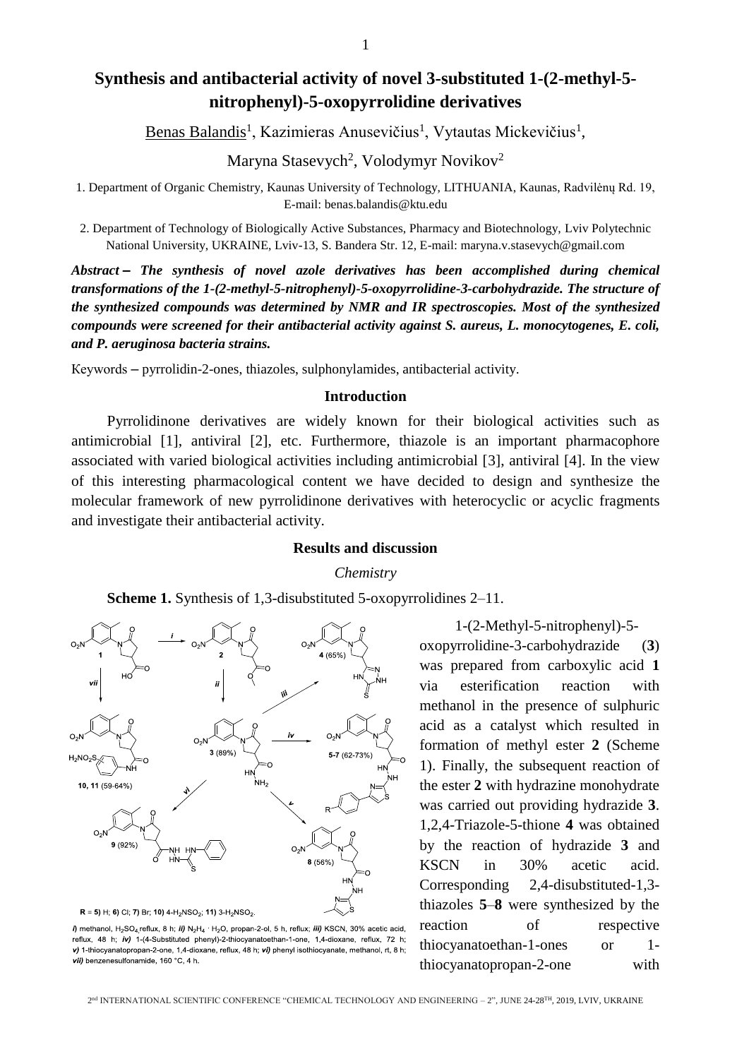# Synthesis and antibacterial activity of novel 3-substituted 1-(2-methyl-5-nitrophenyl)-5-oxopyrrolidine derivatives

Benas Balandis[1], Kazimieras Anusevičius[1], Vytautas Mickevičius[1],

Maryna Stasevych[2], Volodymyr Novikov[2]

1. Department of Organic Chemistry, Kaunas University of Technology, LITHUANIA, Kaunas, Radvilėnų Rd. 19, E-mail: benas.balandis@ktu.edu

2. Department of Technology of Biologically Active Substances, Pharmacy and Biotechnology, Lviv Polytechnic National University, UKRAINE, Lviv-13, S. Bandera Str. 12, E-mail: maryna.v.stasevych@gmail.com

***Abstract – The synthesis of novel azole derivatives has been accomplished during chemical transformations of the 1-(2-methyl-5-nitrophenyl)-5-oxopyrrolidine-3-carbohydrazide. The structure of the synthesized compounds was determined by NMR and IR spectroscopies. Most of the synthesized compounds were screened for their antibacterial activity against S. aureus, L. monocytogenes, E. coli, and P. aeruginosa bacteria strains.***

Keywords – pyrrolidin-2-ones, thiazoles, sulphonylamides, antibacterial activity.

## Introduction

Pyrrolidinone derivatives are widely known for their biological activities such as antimicrobial [1], antiviral [2], etc. Furthermore, thiazole is an important pharmacophore associated with varied biological activities including antimicrobial [3], antiviral [4]. In the view of this interesting pharmacological content we have decided to design and synthesize the molecular framework of new pyrrolidinone derivatives with heterocyclic or acyclic fragments and investigate their antibacterial activity.

## Results and discussion

### *Chemistry*

**Scheme 1.** Synthesis of 1,3-disubstituted 5-oxopyrrolidines 2–11.

R = **5)** H; **6)** Cl; **7)** Br; **10)** 4-$H_2NSO_2$; **11)** 3-$H_2NSO_2$.

***i)*** methanol, $H_2SO_4$ reflux, 8 h; ***ii)*** $N_2H_4 \cdot H_2O$, propan-2-ol, 5 h, reflux; ***iii)*** KSCN, 30% acetic acid, reflux, 48 h; ***iv)*** 1-(4-Substituted phenyl)-2-thiocyanatoethan-1-one, 1,4-dioxane, reflux, 72 h; ***v)*** 1-thiocyanatopropan-2-one, 1,4-dioxane, reflux, 48 h; ***vi)*** phenyl isothiocyanate, methanol, rt, 8 h; ***vii)*** benzenesulfonamide, 160 °C, 4 h.

1-(2-Methyl-5-nitrophenyl)-5-oxopyrrolidine-3-carbohydrazide (**3**) was prepared from carboxylic acid **1** via esterification reaction with methanol in the presence of sulphuric acid as a catalyst which resulted in formation of methyl ester **2** (Scheme 1). Finally, the subsequent reaction of the ester **2** with hydrazine monohydrate was carried out providing hydrazide **3**. 1,2,4-Triazole-5-thione **4** was obtained by the reaction of hydrazide **3** and KSCN in 30% acetic acid. Corresponding 2,4-disubstituted-1,3-thiazoles **5**–**8** were synthesized by the reaction of respective thiocyanatoethan-1-ones or 1-thiocyanatopropan-2-one with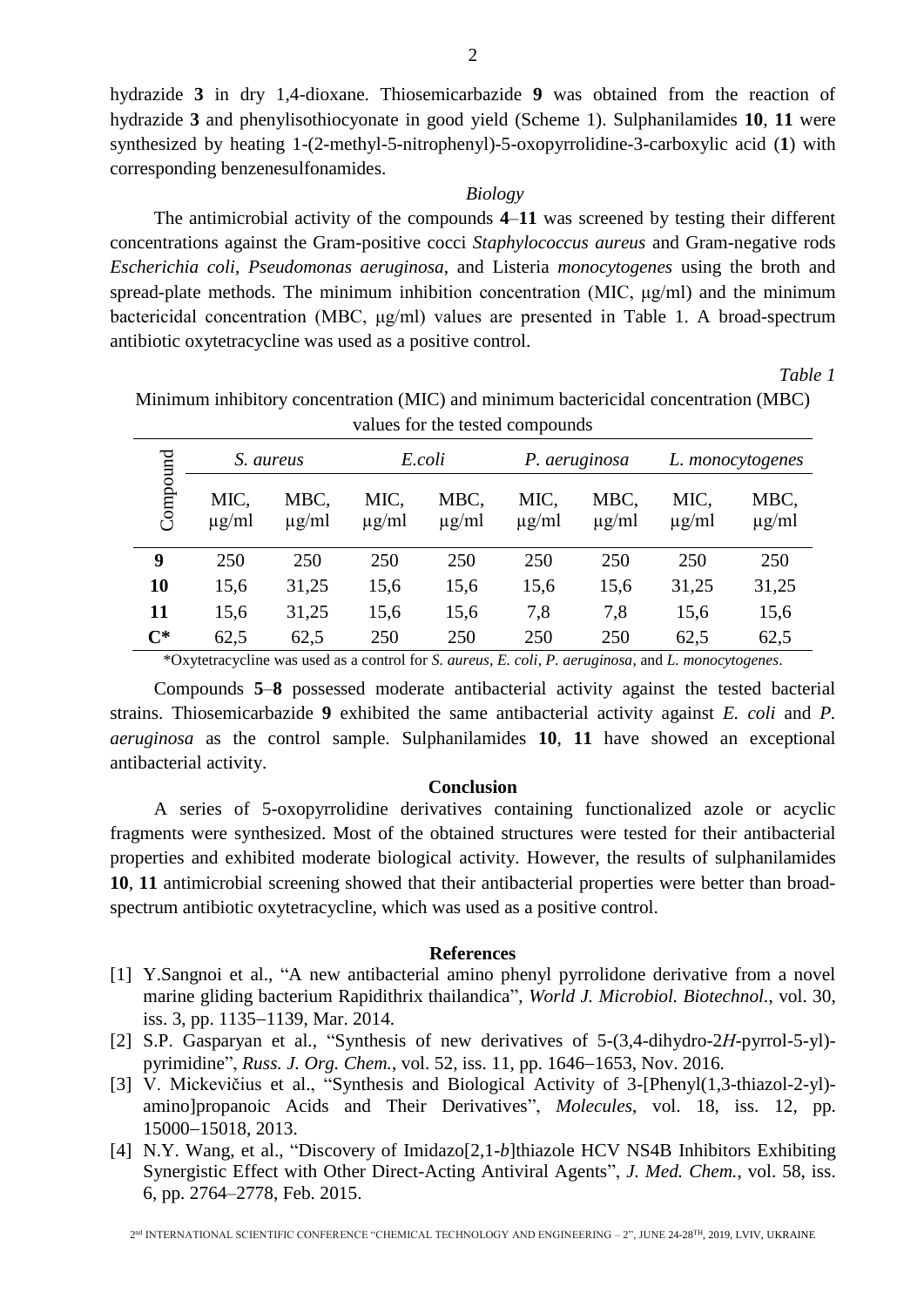hydrazide **3** in dry 1,4-dioxane. Thiosemicarbazide **9** was obtained from the reaction of hydrazide **3** and phenylisothiocyonate in good yield (Scheme 1). Sulphanilamides **10**, **11** were synthesized by heating 1-(2-methyl-5-nitrophenyl)-5-oxopyrrolidine-3-carboxylic acid (**1**) with corresponding benzenesulfonamides.

*Biology*

The antimicrobial activity of the compounds **4**–**11** was screened by testing their different concentrations against the Gram-positive cocci *Staphylococcus aureus* and Gram-negative rods *Escherichia coli*, *Pseudomonas aeruginosa*, and Listeria *monocytogenes* using the broth and spread-plate methods. The minimum inhibition concentration (MIC, μg/ml) and the minimum bactericidal concentration (MBC, μg/ml) values are presented in Table 1. A broad-spectrum antibiotic oxytetracycline was used as a positive control.

*Table 1*

Minimum inhibitory concentration (MIC) and minimum bactericidal concentration (MBC) values for the tested compounds

| Compound | *S. aureus* | | *E.coli* | | *P. aeruginosa* | | *L. monocytogenes* | |
|---|---|---|---|---|---|---|---|---|
| | MIC, μg/ml | MBC, μg/ml | MIC, μg/ml | MBC, μg/ml | MIC, μg/ml | MBC, μg/ml | MIC, μg/ml | MBC, μg/ml |
| **9** | 250 | 250 | 250 | 250 | 250 | 250 | 250 | 250 |
| **10** | 15,6 | 31,25 | 15,6 | 15,6 | 15,6 | 15,6 | 31,25 | 31,25 |
| **11** | 15,6 | 31,25 | 15,6 | 15,6 | 7,8 | 7,8 | 15,6 | 15,6 |
| **C*** | 62,5 | 62,5 | 250 | 250 | 250 | 250 | 62,5 | 62,5 |

*Oxytetracycline was used as a control for *S. aureus*, *E. coli*, *P. aeruginosa*, and *L. monocytogenes*.

Compounds **5**–**8** possessed moderate antibacterial activity against the tested bacterial strains. Thiosemicarbazide **9** exhibited the same antibacterial activity against *E. coli* and *P. aeruginosa* as the control sample. Sulphanilamides **10**, **11** have showed an exceptional antibacterial activity.

**Conclusion**

A series of 5-oxopyrrolidine derivatives containing functionalized azole or acyclic fragments were synthesized. Most of the obtained structures were tested for their antibacterial properties and exhibited moderate biological activity. However, the results of sulphanilamides **10**, **11** antimicrobial screening showed that their antibacterial properties were better than broad-spectrum antibiotic oxytetracycline, which was used as a positive control.

**References**

[1] Y.Sangnoi et al., "A new antibacterial amino phenyl pyrrolidone derivative from a novel marine gliding bacterium Rapidithrix thailandica", *World J. Microbiol. Biotechnol.*, vol. 30, iss. 3, pp. 1135–1139, Mar. 2014.

[2] S.P. Gasparyan et al., "Synthesis of new derivatives of 5-(3,4-dihydro-2*H*-pyrrol-5-yl)-pyrimidine", *Russ. J. Org. Chem.*, vol. 52, iss. 11, pp. 1646–1653, Nov. 2016.

[3] V. Mickevičius et al., "Synthesis and Biological Activity of 3-[Phenyl(1,3-thiazol-2-yl)-amino]propanoic Acids and Their Derivatives", *Molecules*, vol. 18, iss. 12, pp. 15000–15018, 2013.

[4] N.Y. Wang, et al., "Discovery of Imidazo[2,1-*b*]thiazole HCV NS4B Inhibitors Exhibiting Synergistic Effect with Other Direct-Acting Antiviral Agents", *J. Med. Chem.*, vol. 58, iss. 6, pp. 2764–2778, Feb. 2015.